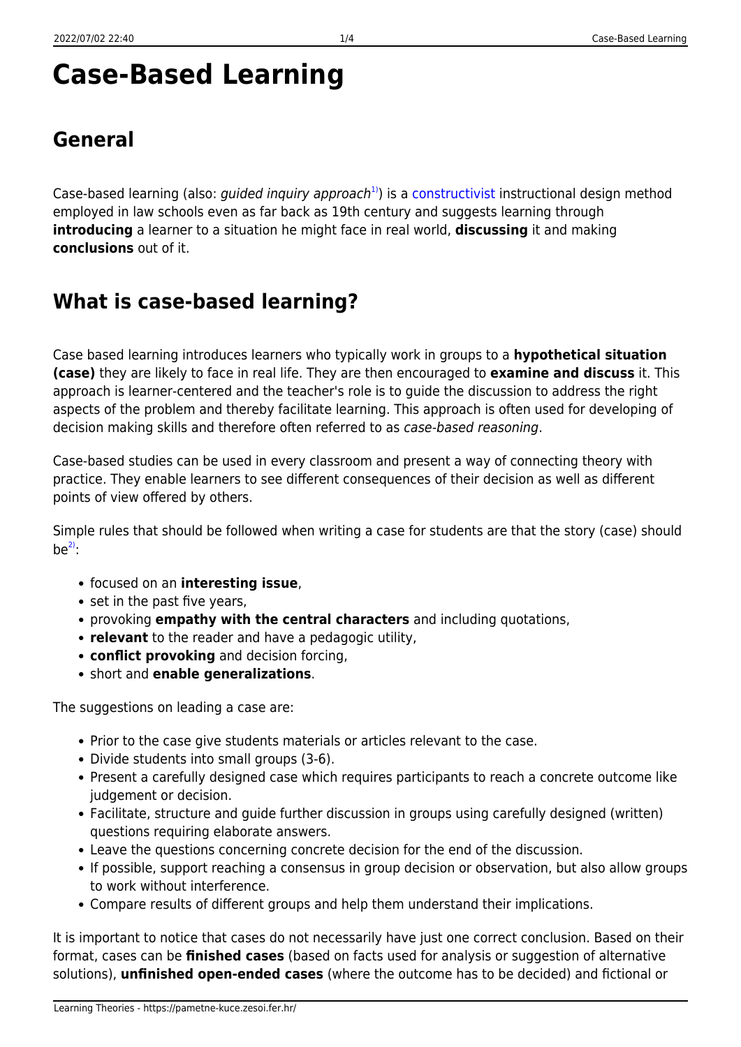# Case-Based Learning

## General

Case-based learning (also: *guided inquiry approach*[1]) is a constructivist instructional design method employed in law schools even as far back as 19th century and suggests learning through **introducing** a learner to a situation he might face in real world, **discussing** it and making **conclusions** out of it.

## What is case-based learning?

Case based learning introduces learners who typically work in groups to a **hypothetical situation (case)** they are likely to face in real life. They are then encouraged to **examine and discuss** it. This approach is learner-centered and the teacher's role is to guide the discussion to address the right aspects of the problem and thereby facilitate learning. This approach is often used for developing of decision making skills and therefore often referred to as *case-based reasoning*.

Case-based studies can be used in every classroom and present a way of connecting theory with practice. They enable learners to see different consequences of their decision as well as different points of view offered by others.

Simple rules that should be followed when writing a case for students are that the story (case) should be[2]:

- focused on an **interesting issue**,
- set in the past five years,
- provoking **empathy with the central characters** and including quotations,
- **relevant** to the reader and have a pedagogic utility,
- **conflict provoking** and decision forcing,
- short and **enable generalizations**.

The suggestions on leading a case are:

- Prior to the case give students materials or articles relevant to the case.
- Divide students into small groups (3-6).
- Present a carefully designed case which requires participants to reach a concrete outcome like judgement or decision.
- Facilitate, structure and guide further discussion in groups using carefully designed (written) questions requiring elaborate answers.
- Leave the questions concerning concrete decision for the end of the discussion.
- If possible, support reaching a consensus in group decision or observation, but also allow groups to work without interference.
- Compare results of different groups and help them understand their implications.

It is important to notice that cases do not necessarily have just one correct conclusion. Based on their format, cases can be **finished cases** (based on facts used for analysis or suggestion of alternative solutions), **unfinished open-ended cases** (where the outcome has to be decided) and fictional or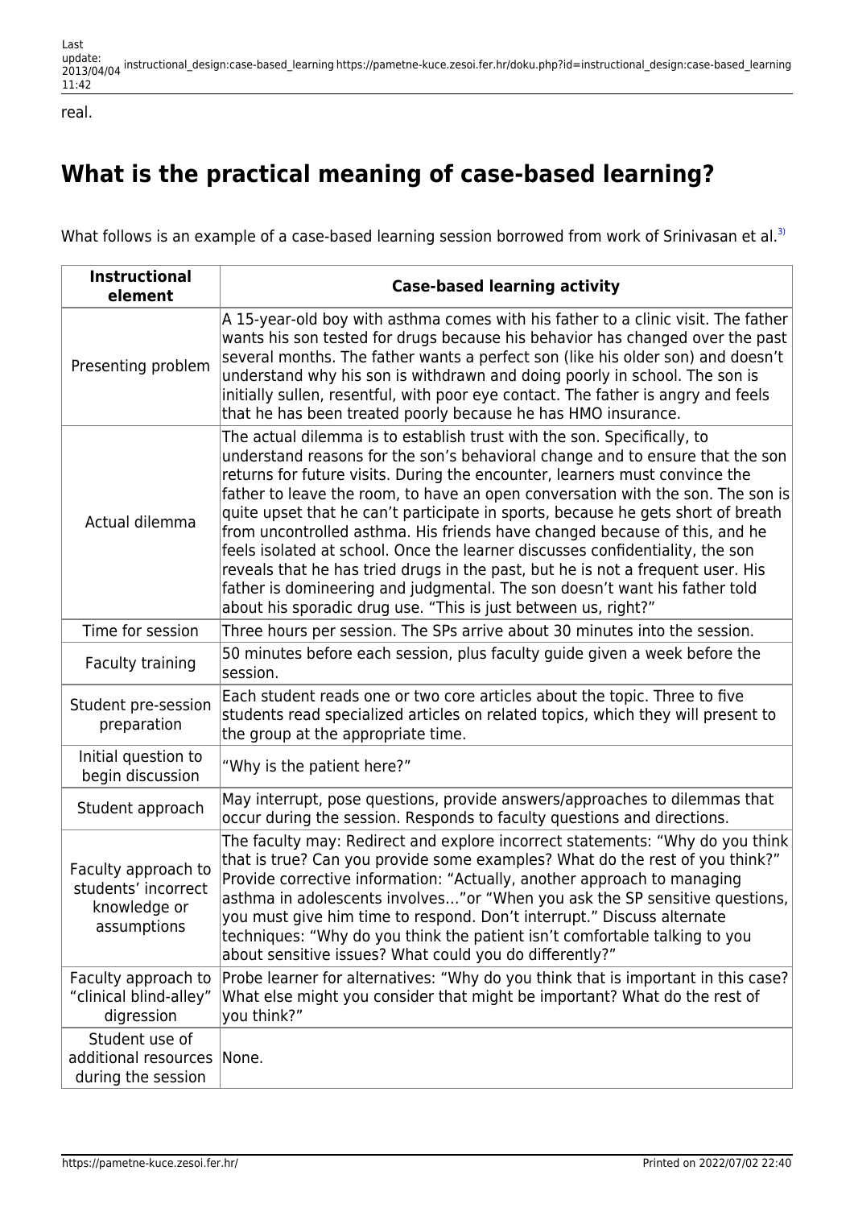real.

## What is the practical meaning of case-based learning?

What follows is an example of a case-based learning session borrowed from work of Srinivasan et al.[3]

| Instructional element | Case-based learning activity |
|---|---|
| Presenting problem | A 15-year-old boy with asthma comes with his father to a clinic visit. The father wants his son tested for drugs because his behavior has changed over the past several months. The father wants a perfect son (like his older son) and doesn't understand why his son is withdrawn and doing poorly in school. The son is initially sullen, resentful, with poor eye contact. The father is angry and feels that he has been treated poorly because he has HMO insurance. |
| Actual dilemma | The actual dilemma is to establish trust with the son. Specifically, to understand reasons for the son's behavioral change and to ensure that the son returns for future visits. During the encounter, learners must convince the father to leave the room, to have an open conversation with the son. The son is quite upset that he can't participate in sports, because he gets short of breath from uncontrolled asthma. His friends have changed because of this, and he feels isolated at school. Once the learner discusses confidentiality, the son reveals that he has tried drugs in the past, but he is not a frequent user. His father is domineering and judgmental. The son doesn't want his father told about his sporadic drug use. "This is just between us, right?" |
| Time for session | Three hours per session. The SPs arrive about 30 minutes into the session. |
| Faculty training | 50 minutes before each session, plus faculty guide given a week before the session. |
| Student pre-session preparation | Each student reads one or two core articles about the topic. Three to five students read specialized articles on related topics, which they will present to the group at the appropriate time. |
| Initial question to begin discussion | "Why is the patient here?" |
| Student approach | May interrupt, pose questions, provide answers/approaches to dilemmas that occur during the session. Responds to faculty questions and directions. |
| Faculty approach to students' incorrect knowledge or assumptions | The faculty may: Redirect and explore incorrect statements: "Why do you think that is true? Can you provide some examples? What do the rest of you think?" Provide corrective information: "Actually, another approach to managing asthma in adolescents involves…"or "When you ask the SP sensitive questions, you must give him time to respond. Don't interrupt." Discuss alternate techniques: "Why do you think the patient isn't comfortable talking to you about sensitive issues? What could you do differently?" |
| Faculty approach to "clinical blind-alley" digression | Probe learner for alternatives: "Why do you think that is important in this case? What else might you consider that might be important? What do the rest of you think?" |
| Student use of additional resources during the session | None. |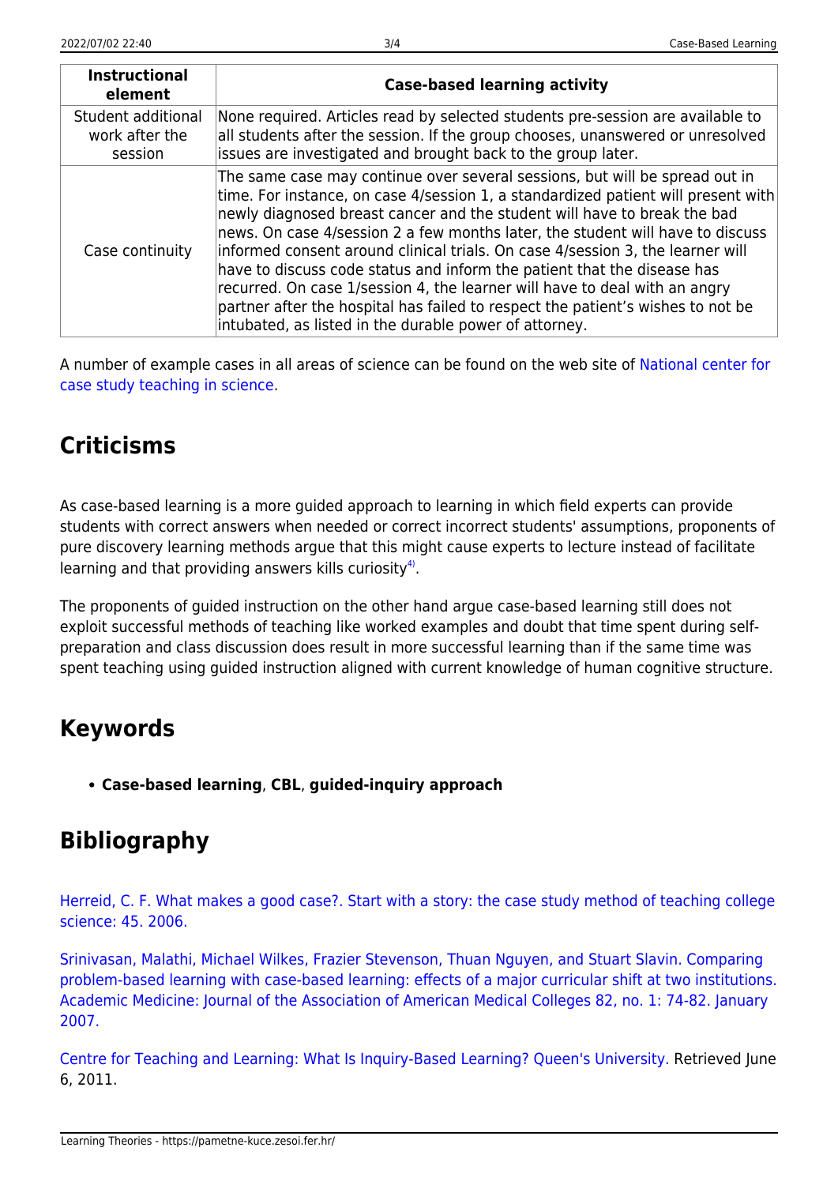| Instructional element | Case-based learning activity |
| --- | --- |
| Student additional work after the session | None required. Articles read by selected students pre-session are available to all students after the session. If the group chooses, unanswered or unresolved issues are investigated and brought back to the group later. |
| Case continuity | The same case may continue over several sessions, but will be spread out in time. For instance, on case 4/session 1, a standardized patient will present with newly diagnosed breast cancer and the student will have to break the bad news. On case 4/session 2 a few months later, the student will have to discuss informed consent around clinical trials. On case 4/session 3, the learner will have to discuss code status and inform the patient that the disease has recurred. On case 1/session 4, the learner will have to deal with an angry partner after the hospital has failed to respect the patient's wishes to not be intubated, as listed in the durable power of attorney. |

A number of example cases in all areas of science can be found on the web site of National center for case study teaching in science.

## Criticisms

As case-based learning is a more guided approach to learning in which field experts can provide students with correct answers when needed or correct incorrect students' assumptions, proponents of pure discovery learning methods argue that this might cause experts to lecture instead of facilitate learning and that providing answers kills curiosity[4].

The proponents of guided instruction on the other hand argue case-based learning still does not exploit successful methods of teaching like worked examples and doubt that time spent during self-preparation and class discussion does result in more successful learning than if the same time was spent teaching using guided instruction aligned with current knowledge of human cognitive structure.

## Keywords

- **Case-based learning**, **CBL**, **guided-inquiry approach**

## Bibliography

Herreid, C. F. What makes a good case?. Start with a story: the case study method of teaching college science: 45. 2006.

Srinivasan, Malathi, Michael Wilkes, Frazier Stevenson, Thuan Nguyen, and Stuart Slavin. Comparing problem-based learning with case-based learning: effects of a major curricular shift at two institutions. Academic Medicine: Journal of the Association of American Medical Colleges 82, no. 1: 74-82. January 2007.

Centre for Teaching and Learning: What Is Inquiry-Based Learning? Queen's University. Retrieved June 6, 2011.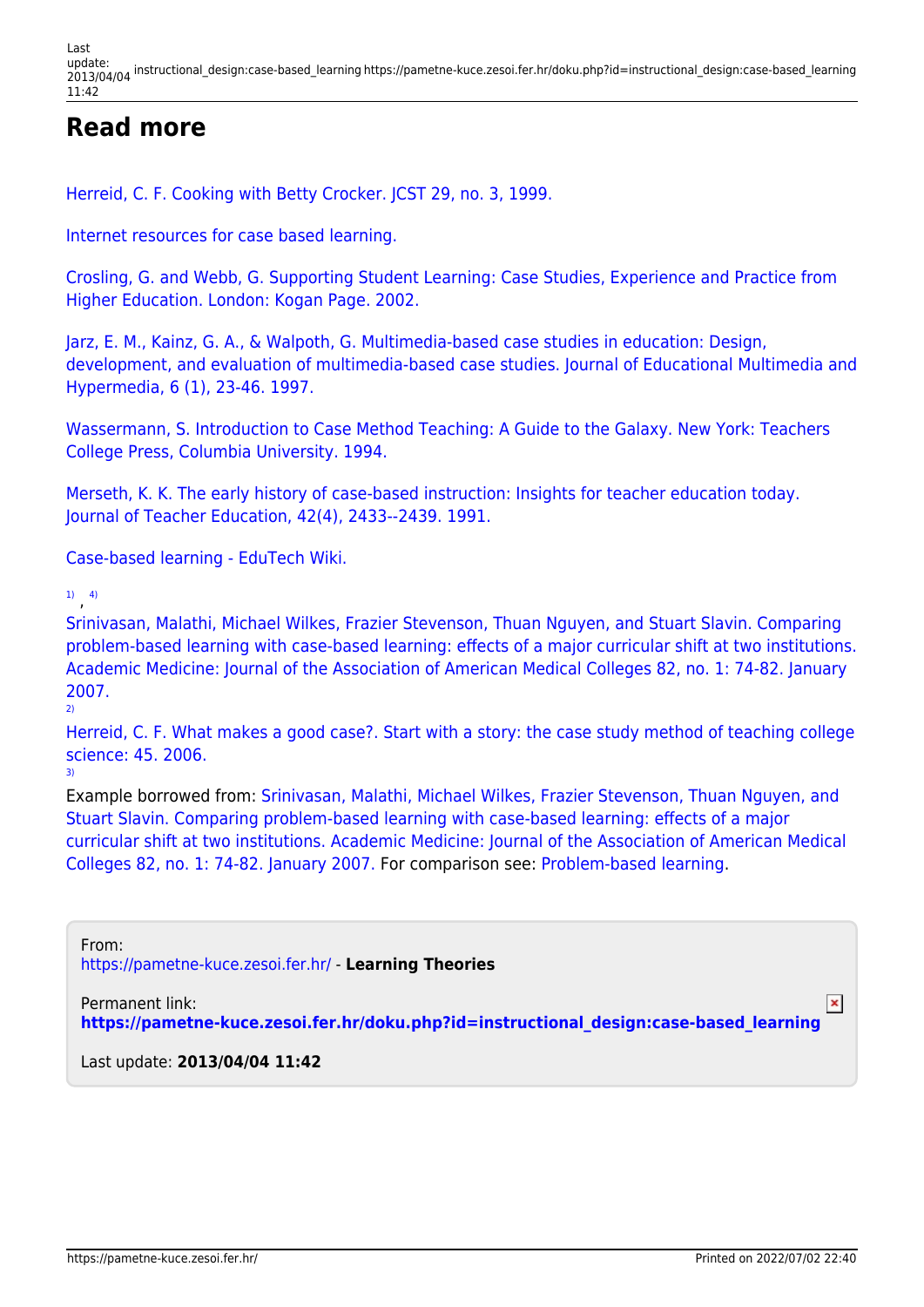## Read more

Herreid, C. F. Cooking with Betty Crocker. JCST 29, no. 3, 1999.

Internet resources for case based learning.

Crosling, G. and Webb, G. Supporting Student Learning: Case Studies, Experience and Practice from Higher Education. London: Kogan Page. 2002.

Jarz, E. M., Kainz, G. A., & Walpoth, G. Multimedia-based case studies in education: Design, development, and evaluation of multimedia-based case studies. Journal of Educational Multimedia and Hypermedia, 6 (1), 23-46. 1997.

Wassermann, S. Introduction to Case Method Teaching: A Guide to the Galaxy. New York: Teachers College Press, Columbia University. 1994.

Merseth, K. K. The early history of case-based instruction: Insights for teacher education today. Journal of Teacher Education, 42(4), 2433--2439. 1991.

Case-based learning - EduTech Wiki.

[1], [4]
Srinivasan, Malathi, Michael Wilkes, Frazier Stevenson, Thuan Nguyen, and Stuart Slavin. Comparing problem-based learning with case-based learning: effects of a major curricular shift at two institutions. Academic Medicine: Journal of the Association of American Medical Colleges 82, no. 1: 74-82. January 2007.

[2]
Herreid, C. F. What makes a good case?. Start with a story: the case study method of teaching college science: 45. 2006.

[3]
Example borrowed from: Srinivasan, Malathi, Michael Wilkes, Frazier Stevenson, Thuan Nguyen, and Stuart Slavin. Comparing problem-based learning with case-based learning: effects of a major curricular shift at two institutions. Academic Medicine: Journal of the Association of American Medical Colleges 82, no. 1: 74-82. January 2007. For comparison see: Problem-based learning.

From:
https://pametne-kuce.zesoi.fer.hr/ - **Learning Theories**

Permanent link:
**https://pametne-kuce.zesoi.fer.hr/doku.php?id=instructional_design:case-based_learning**

Last update: **2013/04/04 11:42**